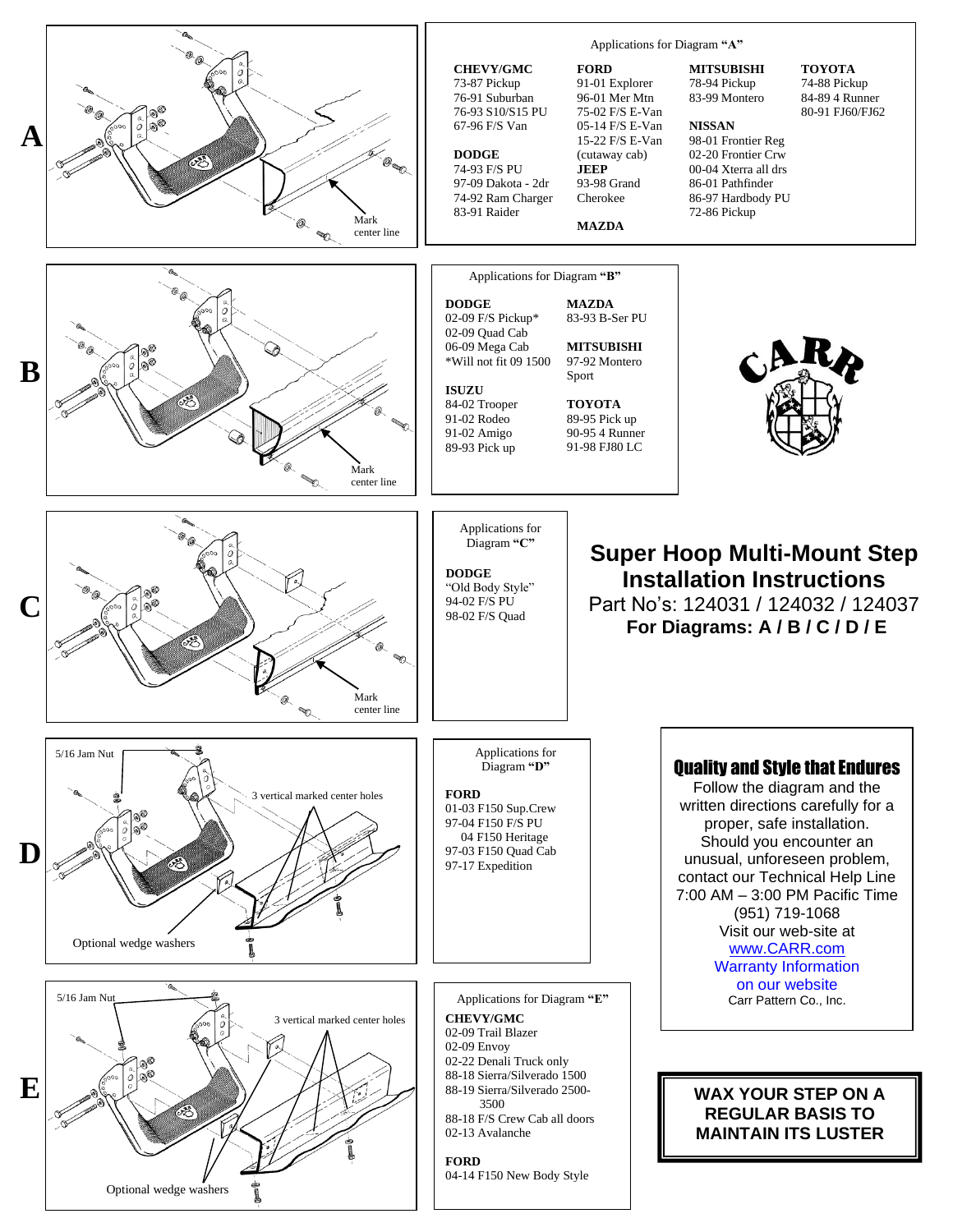# Super Hoop Multi-Mount Step Installation Instructions

Part No's: 124031 / 124032 / 124037

**For Diagrams: A / B / C / D / E**

## A

Mark center line

### Applications for Diagram "A"

**CHEVY/GMC**
73-87 Pickup
76-91 Suburban
76-93 S10/S15 PU
67-96 F/S Van

**DODGE**
74-93 F/S PU
97-09 Dakota - 2dr
74-92 Ram Charger
83-91 Raider

**FORD**
91-01 Explorer
96-01 Mer Mtn
75-02 F/S E-Van
05-14 F/S E-Van
15-22 F/S E-Van (cutaway cab)

**JEEP**
93-98 Grand Cherokee

**MAZDA**

**MITSUBISHI**
78-94 Pickup
83-99 Montero

**NISSAN**
98-01 Frontier Reg
02-20 Frontier Crw
00-04 Xterra all drs
86-01 Pathfinder
86-97 Hardbody PU
72-86 Pickup

**TOYOTA**
74-88 Pickup
84-89 4 Runner
80-91 FJ60/FJ62

## B

Mark center line

### Applications for Diagram "B"

**DODGE**
02-09 F/S Pickup*
02-09 Quad Cab
06-09 Mega Cab
*Will not fit 09 1500

**ISUZU**
84-02 Trooper
91-02 Rodeo
91-02 Amigo
89-93 Pick up

**MAZDA**
83-93 B-Ser PU

**MITSUBISHI**
97-92 Montero Sport

**TOYOTA**
89-95 Pick up
90-95 4 Runner
91-98 FJ80 LC

CARR

## C

Mark center line

### Applications for Diagram "C"

**DODGE**
"Old Body Style"
94-02 F/S PU
98-02 F/S Quad

## D

5/16 Jam Nut

3 vertical marked center holes

Optional wedge washers

### Applications for Diagram "D"

**FORD**
01-03 F150 Sup.Crew
97-04 F150 F/S PU
04 F150 Heritage
97-03 F150 Quad Cab
97-17 Expedition

## E

5/16 Jam Nut

3 vertical marked center holes

Optional wedge washers

### Applications for Diagram "E"

**CHEVY/GMC**
02-09 Trail Blazer
02-09 Envoy
02-22 Denali Truck only
88-18 Sierra/Silverado 1500
88-19 Sierra/Silverado 2500-3500
88-18 F/S Crew Cab all doors
02-13 Avalanche

**FORD**
04-14 F150 New Body Style

## Quality and Style that Endures

Follow the diagram and the written directions carefully for a proper, safe installation. Should you encounter an unusual, unforeseen problem, contact our Technical Help Line 7:00 AM – 3:00 PM Pacific Time (951) 719-1068
Visit our web-site at www.CARR.com
Warranty Information on our website
Carr Pattern Co., Inc.

**WAX YOUR STEP ON A REGULAR BASIS TO MAINTAIN ITS LUSTER**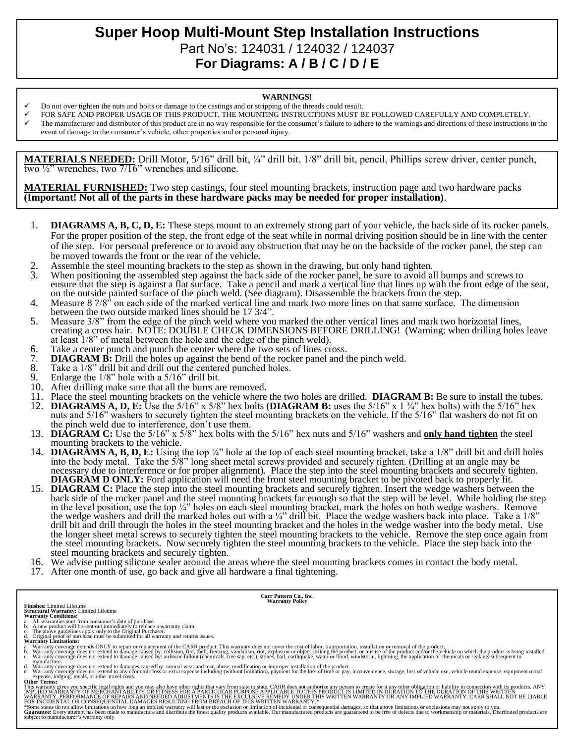# Super Hoop Multi-Mount Step Installation Instructions

Part No's: 124031 / 124032 / 124037

**For Diagrams: A / B / C / D / E**

**WARNINGS!**

- ✓ Do not over tighten the nuts and bolts or damage to the castings and or stripping of the threads could result.
- ✓ FOR SAFE AND PROPER USAGE OF THIS PRODUCT, THE MOUNTING INSTRUCTIONS MUST BE FOLLOWED CAREFULLY AND COMPLETELY.
- ✓ The manufacturer and distributor of this product are in no way responsible for the consumer's failure to adhere to the warnings and directions of these instructions in the event of damage to the consumer's vehicle, other properties and or personal injury.

**MATERIALS NEEDED:** Drill Motor, 5/16" drill bit, ¼" drill bit, 1/8" drill bit, pencil, Phillips screw driver, center punch, two ½" wrenches, two 7/16" wrenches and silicone.

**MATERIAL FURNISHED:** Two step castings, four steel mounting brackets, instruction page and two hardware packs **(Important! Not all of the parts in these hardware packs may be needed for proper installation)**.

1. **DIAGRAMS A, B, C, D, E:** These steps mount to an extremely strong part of your vehicle, the back side of its rocker panels. For the proper position of the step, the front edge of the seat while in normal driving position should be in line with the center of the step. For personal preference or to avoid any obstruction that may be on the backside of the rocker panel, the step can be moved towards the front or the rear of the vehicle.
2. Assemble the steel mounting brackets to the step as shown in the drawing, but only hand tighten.
3. When positioning the assembled step against the back side of the rocker panel, be sure to avoid all bumps and screws to ensure that the step is against a flat surface. Take a pencil and mark a vertical line that lines up with the front edge of the seat, on the outside painted surface of the pinch weld. (See diagram). Disassemble the brackets from the step.
4. Measure 8 7/8" on each side of the marked vertical line and mark two more lines on that same surface. The dimension between the two outside marked lines should be 17 3/4".
5. Measure 3/8" from the edge of the pinch weld where you marked the other vertical lines and mark two horizontal lines, creating a cross hair. NOTE: DOUBLE CHECK DIMENSIONS BEFORE DRILLING! (Warning: when drilling holes leave at least 1/8" of metal between the hole and the edge of the pinch weld).
6. Take a center punch and punch the center where the two sets of lines cross.
7. **DIAGRAM B:** Drill the holes up against the bend of the rocker panel and the pinch weld.
8. Take a 1/8" drill bit and drill out the centered punched holes.
9. Enlarge the 1/8" hole with a 5/16" drill bit.
10. After drilling make sure that all the burrs are removed.
11. Place the steel mounting brackets on the vehicle where the two holes are drilled. **DIAGRAM B:** Be sure to install the tubes.
12. **DIAGRAMS A, D, E:** Use the 5/16" x 5/8" hex bolts (**DIAGRAM B:** uses the 5/16" x 1 ¾" hex bolts) with the 5/16" hex nuts and 5/16" washers to securely tighten the steel mounting brackets on the vehicle. If the 5/16" flat washers do not fit on the pinch weld due to interference, don't use them.
13. **DIAGRAM C:** Use the 5/16" x 5/8" hex bolts with the 5/16" hex nuts and 5/16" washers and **only hand tighten** the steel mounting brackets to the vehicle.
14. **DIAGRAMS A, B, D, E:** Using the top ¼" hole at the top of each steel mounting bracket, take a 1/8" drill bit and drill holes into the body metal. Take the 5/8" long sheet metal screws provided and securely tighten. (Drilling at an angle may be necessary due to interference or for proper alignment). Place the step into the steel mounting brackets and securely tighten. **DIAGRAM D ONLY:** Ford application will need the front steel mounting bracket to be pivoted back to properly fit.
15. **DIAGRAM C:** Place the step into the steel mounting brackets and securely tighten. Insert the wedge washers between the back side of the rocker panel and the steel mounting brackets far enough so that the step will be level. While holding the step in the level position, use the top ¼" holes on each steel mounting bracket, mark the holes on both wedge washers. Remove the wedge washers and drill the marked holes out with a ¼" drill bit. Place the wedge washers back into place. Take a 1/8" drill bit and drill through the holes in the steel mounting bracket and the holes in the wedge washer into the body metal. Use the longer sheet metal screws to securely tighten the steel mounting brackets to the vehicle. Remove the step once again from the steel mounting brackets. Now securely tighten the steel mounting brackets to the vehicle. Place the step back into the steel mounting brackets and securely tighten.
16. We advise putting silicone sealer around the areas where the steel mounting brackets comes in contact the body metal.
17. After one month of use, go back and give all hardware a final tightening.

**Carr Pattern Co., Inc.**
**Warranty Policy**

**Finishes:** Limited Lifetime
**Structural Warranty:** Limited Lifetime
**Warranty Conditions:**

a. All warranties start from consumer's date of purchase.
b. A new product will be sent out immediately to replace a warranty claim.
c. The above guidelines apply only to the Original Purchaser.
d. Original proof of purchase must be submitted for all warranty and returns issues.

**Warranty Limitations:**

a. Warranty coverage extends ONLY to repair or replacement of the CARR product. This warranty does not cover the cost of labor, transportation, installation or removal of the product.
b. Warranty coverage does not extend to damage caused by: collision, fire, theft, freezing, vandalism, riot, explosion or object striking the product, or misuse of the product and/or the vehicle on which the product is being installed.
c. Warranty coverage does not extend to damage caused by: airborne fallout (chemicals, tree sap, etc.), stones, hail, earthquake, water or flood, windstorm, lightning, the application of chemicals or sealants subsequent to manufacture.
d. Warranty coverage does not extend to damages caused by: normal wear and tear, abuse, modification or improper installation of the product.
e. Warranty coverage does not extend to any economic loss or extra expense including (without limitation), payment for the loss of time or pay, inconvenience, storage, loss of vehicle use, vehicle rental expense, equipment rental expense, lodging, meals, or other travel costs.

**Other Terms:**
This warranty gives you specific legal rights and you may also have other rights that vary from state to state. CARR does not authorize any person to create for it any other obligation or liability in connection with its products. ANY IMPLIED WARRANTY OF MERCHANTABILITY OR FITNESS FOR A PARTICULAR PURPOSE APPLICABLE TO THIS PRODUCT IS LIMITED IN DURATION TO THE DURATION OF THIS WRITTEN WARRANTY. PERFORMANCE OF REPAIRS AND NEEDED ADJUSTMENTS IS THE EXCULSIVE REMEDY UNDER THIS WRITTEN WARRANTY OR ANY IMPLIED WARRANTY. CARR SHALL NOT BE LIABLE FOR INCIDENTAL OR CONSEQUENTIAL DAMAGES RESULTING FROM BREACH OF THIS WRITTEN WARRANTY.*
*Some states do not allow limitations on how long an implied warranty will last or the exclusion or limitation of incidental or consequential damages, so that above limitations or exclusions may not apply to you.
**Guarantee:** Every attempt has been made to manufacture and distribute the finest quality products available. Our manufactured products are guaranteed to be free of defects due to workmanship or materials. Distributed products are subject to manufacturer's warranty only.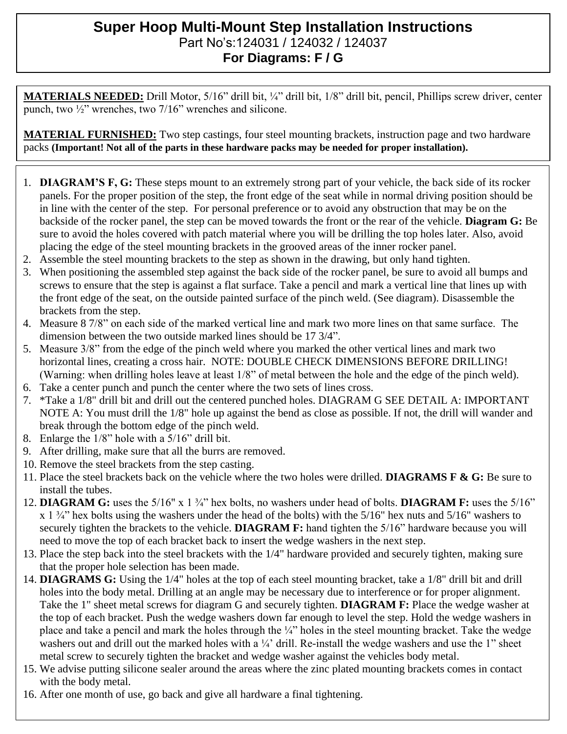# Super Hoop Multi-Mount Step Installation Instructions

Part No's:124031 / 124032 / 124037

**For Diagrams: F / G**

**MATERIALS NEEDED:** Drill Motor, 5/16" drill bit, ¼" drill bit, 1/8" drill bit, pencil, Phillips screw driver, center punch, two ½" wrenches, two 7/16" wrenches and silicone.

**MATERIAL FURNISHED:** Two step castings, four steel mounting brackets, instruction page and two hardware packs **(Important! Not all of the parts in these hardware packs may be needed for proper installation).**

1. **DIAGRAM'S F, G:** These steps mount to an extremely strong part of your vehicle, the back side of its rocker panels. For the proper position of the step, the front edge of the seat while in normal driving position should be in line with the center of the step. For personal preference or to avoid any obstruction that may be on the backside of the rocker panel, the step can be moved towards the front or the rear of the vehicle. **Diagram G:** Be sure to avoid the holes covered with patch material where you will be drilling the top holes later. Also, avoid placing the edge of the steel mounting brackets in the grooved areas of the inner rocker panel.
2. Assemble the steel mounting brackets to the step as shown in the drawing, but only hand tighten.
3. When positioning the assembled step against the back side of the rocker panel, be sure to avoid all bumps and screws to ensure that the step is against a flat surface. Take a pencil and mark a vertical line that lines up with the front edge of the seat, on the outside painted surface of the pinch weld. (See diagram). Disassemble the brackets from the step.
4. Measure 8 7/8" on each side of the marked vertical line and mark two more lines on that same surface. The dimension between the two outside marked lines should be 17 3/4".
5. Measure 3/8" from the edge of the pinch weld where you marked the other vertical lines and mark two horizontal lines, creating a cross hair. NOTE: DOUBLE CHECK DIMENSIONS BEFORE DRILLING! (Warning: when drilling holes leave at least 1/8" of metal between the hole and the edge of the pinch weld).
6. Take a center punch and punch the center where the two sets of lines cross.
7. *Take a 1/8" drill bit and drill out the centered punched holes. DIAGRAM G SEE DETAIL A: IMPORTANT NOTE A: You must drill the 1/8" hole up against the bend as close as possible. If not, the drill will wander and break through the bottom edge of the pinch weld.
8. Enlarge the 1/8" hole with a 5/16" drill bit.
9. After drilling, make sure that all the burrs are removed.
10. Remove the steel brackets from the step casting.
11. Place the steel brackets back on the vehicle where the two holes were drilled. **DIAGRAMS F & G:** Be sure to install the tubes.
12. **DIAGRAM G:** uses the 5/16" x 1 ¾" hex bolts, no washers under head of bolts. **DIAGRAM F:** uses the 5/16" x 1 ¾" hex bolts using the washers under the head of the bolts) with the 5/16" hex nuts and 5/16" washers to securely tighten the brackets to the vehicle. **DIAGRAM F:** hand tighten the 5/16" hardware because you will need to move the top of each bracket back to insert the wedge washers in the next step.
13. Place the step back into the steel brackets with the 1/4" hardware provided and securely tighten, making sure that the proper hole selection has been made.
14. **DIAGRAMS G:** Using the 1/4" holes at the top of each steel mounting bracket, take a 1/8" drill bit and drill holes into the body metal. Drilling at an angle may be necessary due to interference or for proper alignment. Take the 1" sheet metal screws for diagram G and securely tighten. **DIAGRAM F:** Place the wedge washer at the top of each bracket. Push the wedge washers down far enough to level the step. Hold the wedge washers in place and take a pencil and mark the holes through the ¼" holes in the steel mounting bracket. Take the wedge washers out and drill out the marked holes with a ¼' drill. Re-install the wedge washers and use the 1" sheet metal screw to securely tighten the bracket and wedge washer against the vehicles body metal.
15. We advise putting silicone sealer around the areas where the zinc plated mounting brackets comes in contact with the body metal.
16. After one month of use, go back and give all hardware a final tightening.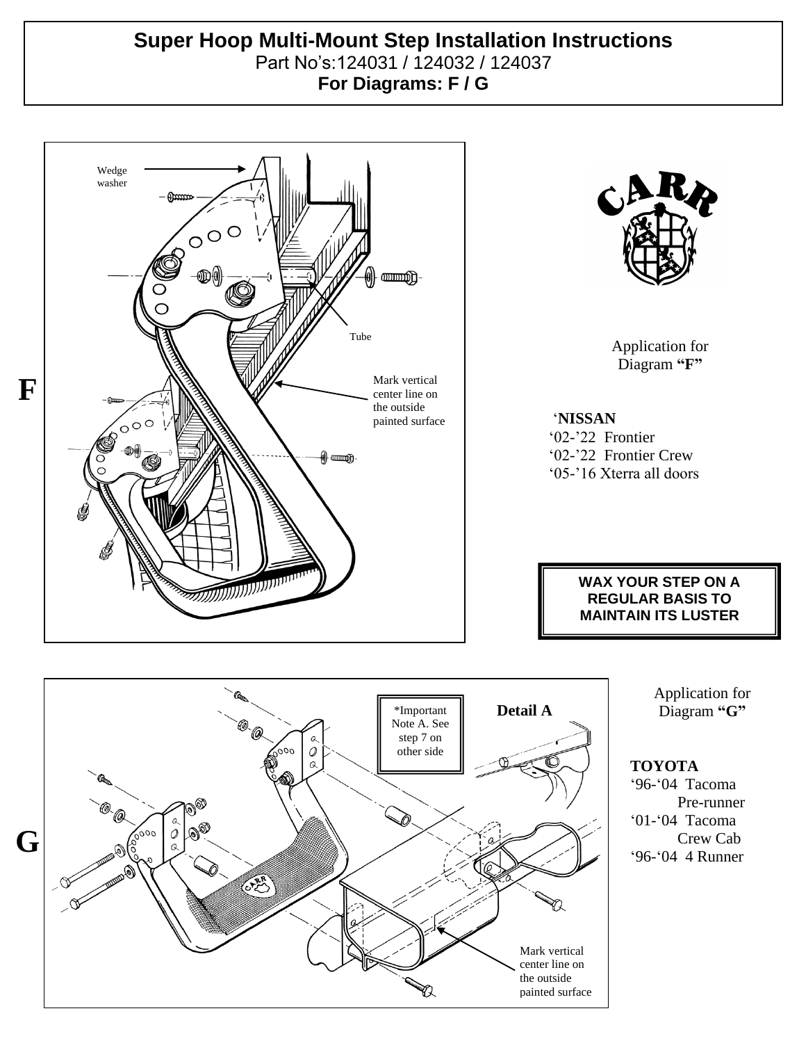# Super Hoop Multi-Mount Step Installation Instructions

Part No's:124031 / 124032 / 124037

**For Diagrams: F / G**

**F**

Wedge washer

Tube

Mark vertical center line on the outside painted surface

CARR

Application for Diagram **"F"**

**'NISSAN**

'02-'22 Frontier

'02-'22 Frontier Crew

'05-'16 Xterra all doors

**WAX YOUR STEP ON A REGULAR BASIS TO MAINTAIN ITS LUSTER**

**G**

*Important Note A. See step 7 on other side

**Detail A**

Mark vertical center line on the outside painted surface

Application for Diagram **"G"**

**TOYOTA**

'96-'04 Tacoma Pre-runner

'01-'04 Tacoma Crew Cab

'96-'04 4 Runner